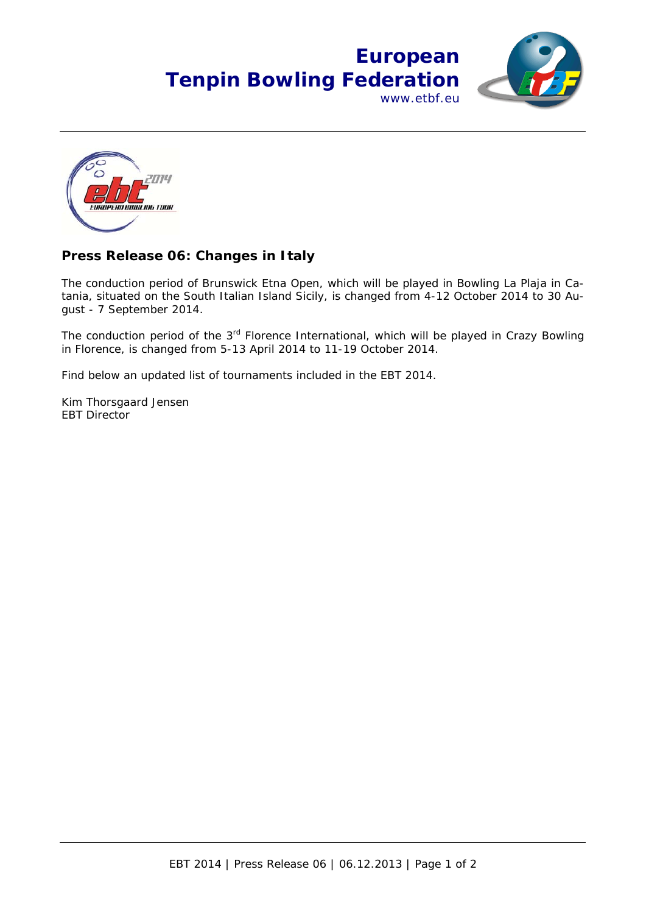# European Tenpin Bowling Federation

www.etbf.eu

## Press Release 06: Changes in Italy

The conduction period of Brunswick Etna Open, which will be played in Bowling La Plaja in Catania, situated on the South Italian Island Sicily, is changed from 4-12 October 2014 to 30 August - 7 September 2014.

The conduction period of the 3rd Florence International, which will be played in Crazy Bowling in Florence, is changed from 5-13 April 2014 to 11-19 October 2014.

Find below an updated list of tournaments included in the EBT 2014.

Kim Thorsgaard Jensen
EBT Director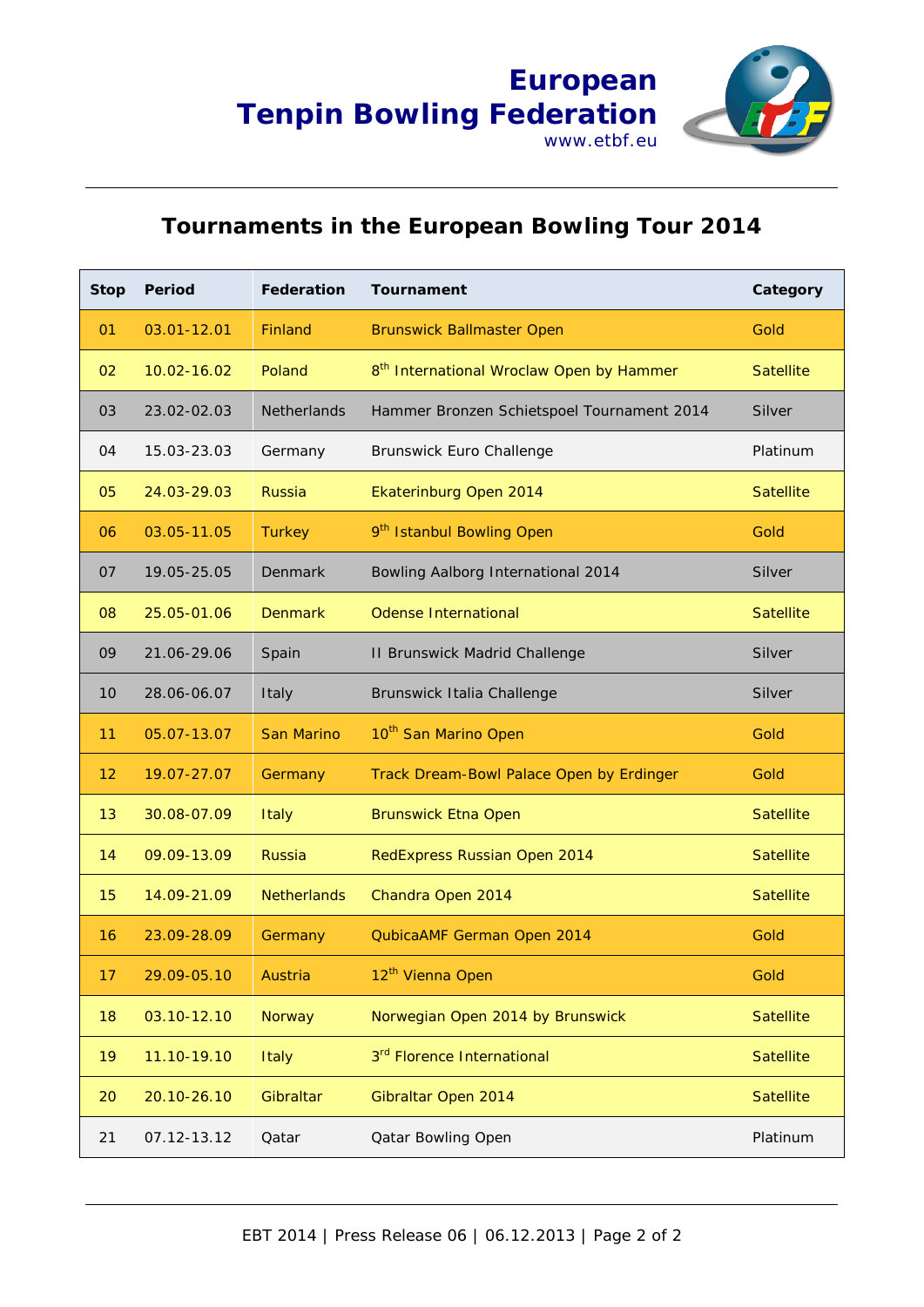European
Tenpin Bowling Federation
www.etbf.eu

## Tournaments in the European Bowling Tour 2014

| Stop | Period | Federation | Tournament | Category |
|---|---|---|---|---|
| 01 | 03.01-12.01 | Finland | Brunswick Ballmaster Open | Gold |
| 02 | 10.02-16.02 | Poland | 8th International Wroclaw Open by Hammer | Satellite |
| 03 | 23.02-02.03 | Netherlands | Hammer Bronzen Schietspoel Tournament 2014 | Silver |
| 04 | 15.03-23.03 | Germany | Brunswick Euro Challenge | Platinum |
| 05 | 24.03-29.03 | Russia | Ekaterinburg Open 2014 | Satellite |
| 06 | 03.05-11.05 | Turkey | 9th Istanbul Bowling Open | Gold |
| 07 | 19.05-25.05 | Denmark | Bowling Aalborg International 2014 | Silver |
| 08 | 25.05-01.06 | Denmark | Odense International | Satellite |
| 09 | 21.06-29.06 | Spain | II Brunswick Madrid Challenge | Silver |
| 10 | 28.06-06.07 | Italy | Brunswick Italia Challenge | Silver |
| 11 | 05.07-13.07 | San Marino | 10th San Marino Open | Gold |
| 12 | 19.07-27.07 | Germany | Track Dream-Bowl Palace Open by Erdinger | Gold |
| 13 | 30.08-07.09 | Italy | Brunswick Etna Open | Satellite |
| 14 | 09.09-13.09 | Russia | RedExpress Russian Open 2014 | Satellite |
| 15 | 14.09-21.09 | Netherlands | Chandra Open 2014 | Satellite |
| 16 | 23.09-28.09 | Germany | QubicaAMF German Open 2014 | Gold |
| 17 | 29.09-05.10 | Austria | 12th Vienna Open | Gold |
| 18 | 03.10-12.10 | Norway | Norwegian Open 2014 by Brunswick | Satellite |
| 19 | 11.10-19.10 | Italy | 3rd Florence International | Satellite |
| 20 | 20.10-26.10 | Gibraltar | Gibraltar Open 2014 | Satellite |
| 21 | 07.12-13.12 | Qatar | Qatar Bowling Open | Platinum |